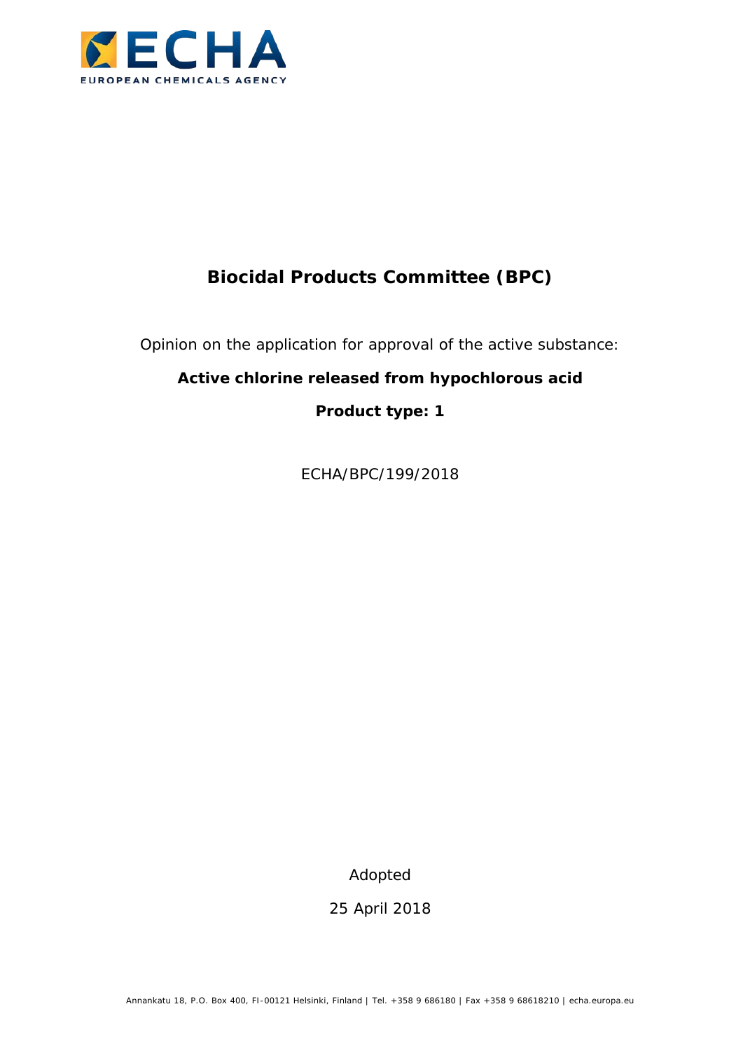ECHA

EUROPEAN CHEMICALS AGENCY

# Biocidal Products Committee (BPC)

Opinion on the application for approval of the active substance:

**Active chlorine released from hypochlorous acid**

**Product type: 1**

ECHA/BPC/199/2018

Adopted

25 April 2018

Annankatu 18, P.O. Box 400, FI-00121 Helsinki, Finland | Tel. +358 9 686180 | Fax +358 9 68618210 | echa.europa.eu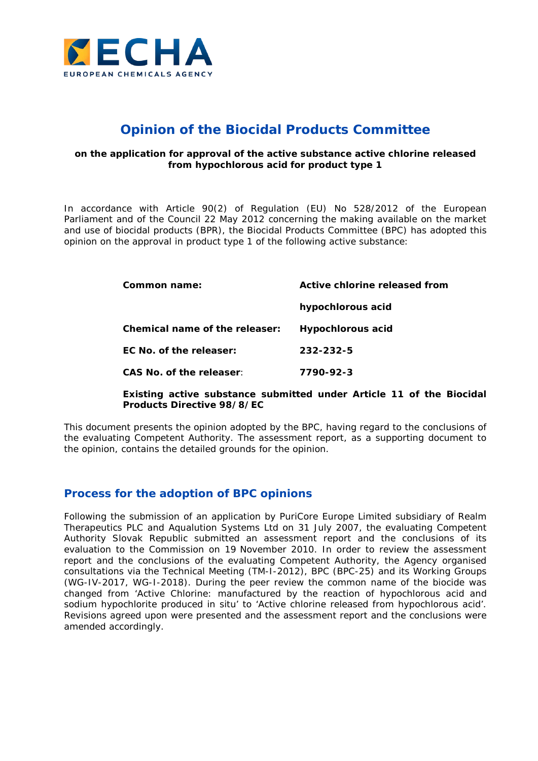# Opinion of the Biocidal Products Committee

**on the application for approval of the active substance active chlorine released from hypochlorous acid for product type 1**

In accordance with Article 90(2) of Regulation (EU) No 528/2012 of the European Parliament and of the Council 22 May 2012 concerning the making available on the market and use of biocidal products (BPR), the Biocidal Products Committee (BPC) has adopted this opinion on the approval in product type 1 of the following active substance:

| | |
|---|---|
| **Common name:** | **Active chlorine released from hypochlorous acid** |
| **Chemical name of the releaser:** | **Hypochlorous acid** |
| **EC No. of the releaser:** | **232-232-5** |
| **CAS No. of the releaser:** | **7790-92-3** |

**Existing active substance submitted under Article 11 of the Biocidal Products Directive 98/8/EC**

This document presents the opinion adopted by the BPC, having regard to the conclusions of the evaluating Competent Authority. The assessment report, as a supporting document to the opinion, contains the detailed grounds for the opinion.

## Process for the adoption of BPC opinions

Following the submission of an application by PuriCore Europe Limited subsidiary of Realm Therapeutics PLC and Aqualution Systems Ltd on 31 July 2007, the evaluating Competent Authority Slovak Republic submitted an assessment report and the conclusions of its evaluation to the Commission on 19 November 2010. In order to review the assessment report and the conclusions of the evaluating Competent Authority, the Agency organised consultations via the Technical Meeting (TM-I-2012), BPC (BPC-25) and its Working Groups (WG-IV-2017, WG-I-2018). During the peer review the common name of the biocide was changed from 'Active Chlorine: manufactured by the reaction of hypochlorous acid and sodium hypochlorite produced in situ' to 'Active chlorine released from hypochlorous acid'. Revisions agreed upon were presented and the assessment report and the conclusions were amended accordingly.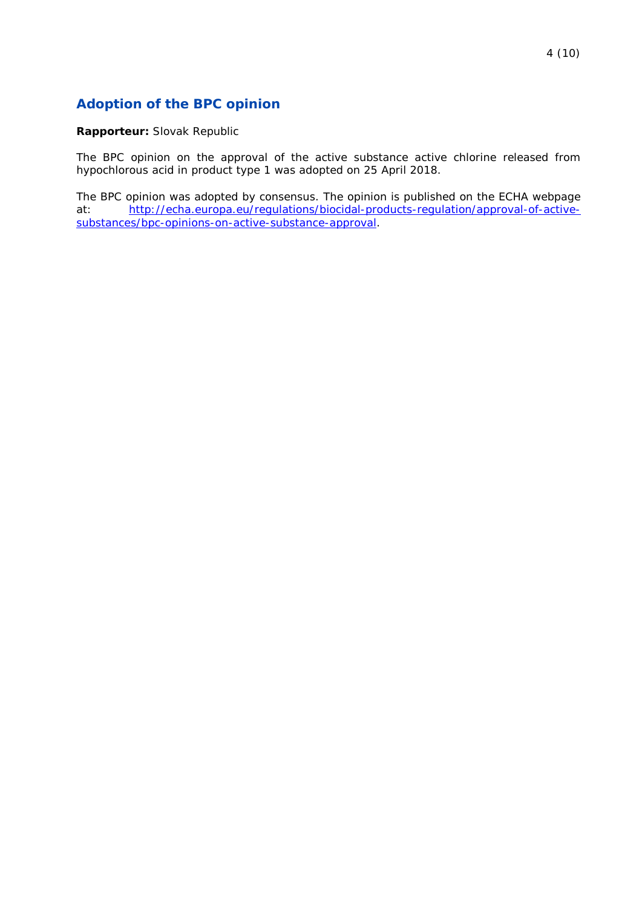## Adoption of the BPC opinion

**Rapporteur:** Slovak Republic

The BPC opinion on the approval of the active substance active chlorine released from hypochlorous acid in product type 1 was adopted on 25 April 2018.

The BPC opinion was adopted by consensus. The opinion is published on the ECHA webpage at: [http://echa.europa.eu/regulations/biocidal-products-regulation/approval-of-active-substances/bpc-opinions-on-active-substance-approval](http://echa.europa.eu/regulations/biocidal-products-regulation/approval-of-active-substances/bpc-opinions-on-active-substance-approval).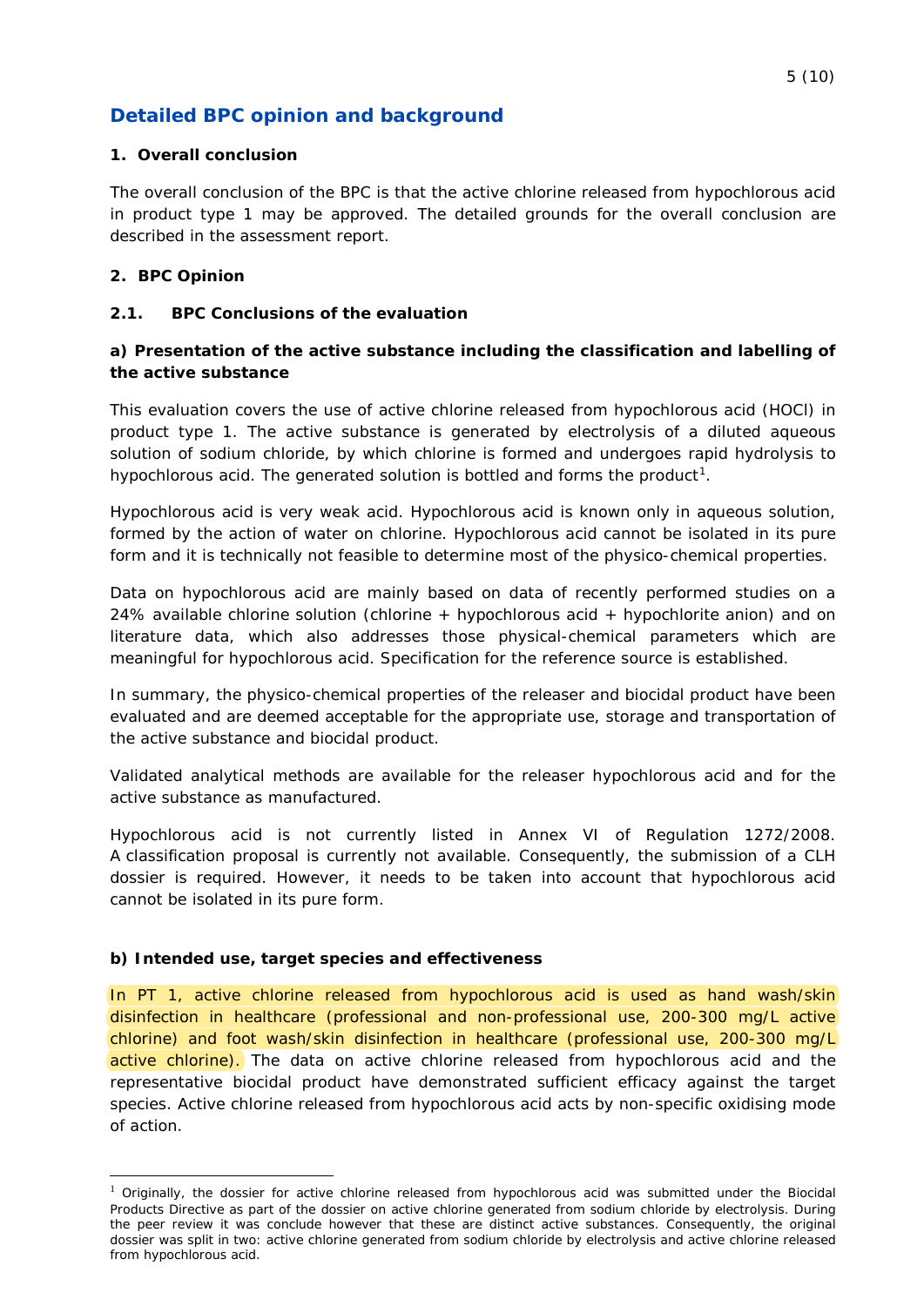# Detailed BPC opinion and background

## 1. Overall conclusion

The overall conclusion of the BPC is that the active chlorine released from hypochlorous acid in product type 1 may be approved. The detailed grounds for the overall conclusion are described in the assessment report.

## 2. BPC Opinion

### 2.1. BPC Conclusions of the evaluation

#### a) Presentation of the active substance including the classification and labelling of the active substance

This evaluation covers the use of active chlorine released from hypochlorous acid (HOCl) in product type 1. The active substance is generated by electrolysis of a diluted aqueous solution of sodium chloride, by which chlorine is formed and undergoes rapid hydrolysis to hypochlorous acid. The generated solution is bottled and forms the product[1].

Hypochlorous acid is very weak acid. Hypochlorous acid is known only in aqueous solution, formed by the action of water on chlorine. Hypochlorous acid cannot be isolated in its pure form and it is technically not feasible to determine most of the physico-chemical properties.

Data on hypochlorous acid are mainly based on data of recently performed studies on a 24% available chlorine solution (chlorine + hypochlorous acid + hypochlorite anion) and on literature data, which also addresses those physical-chemical parameters which are meaningful for hypochlorous acid. Specification for the reference source is established.

In summary, the physico-chemical properties of the releaser and biocidal product have been evaluated and are deemed acceptable for the appropriate use, storage and transportation of the active substance and biocidal product.

Validated analytical methods are available for the releaser hypochlorous acid and for the active substance as manufactured.

Hypochlorous acid is not currently listed in Annex VI of Regulation 1272/2008. A classification proposal is currently not available. Consequently, the submission of a CLH dossier is required. However, it needs to be taken into account that hypochlorous acid cannot be isolated in its pure form.

#### b) Intended use, target species and effectiveness

In PT 1, active chlorine released from hypochlorous acid is used as hand wash/skin disinfection in healthcare (professional and non-professional use, 200-300 mg/L active chlorine) and foot wash/skin disinfection in healthcare (professional use, 200-300 mg/L active chlorine). The data on active chlorine released from hypochlorous acid and the representative biocidal product have demonstrated sufficient efficacy against the target species. Active chlorine released from hypochlorous acid acts by non-specific oxidising mode of action.

---

[1] Originally, the dossier for active chlorine released from hypochlorous acid was submitted under the Biocidal Products Directive as part of the dossier on active chlorine generated from sodium chloride by electrolysis. During the peer review it was conclude however that these are distinct active substances. Consequently, the original dossier was split in two: active chlorine generated from sodium chloride by electrolysis and active chlorine released from hypochlorous acid.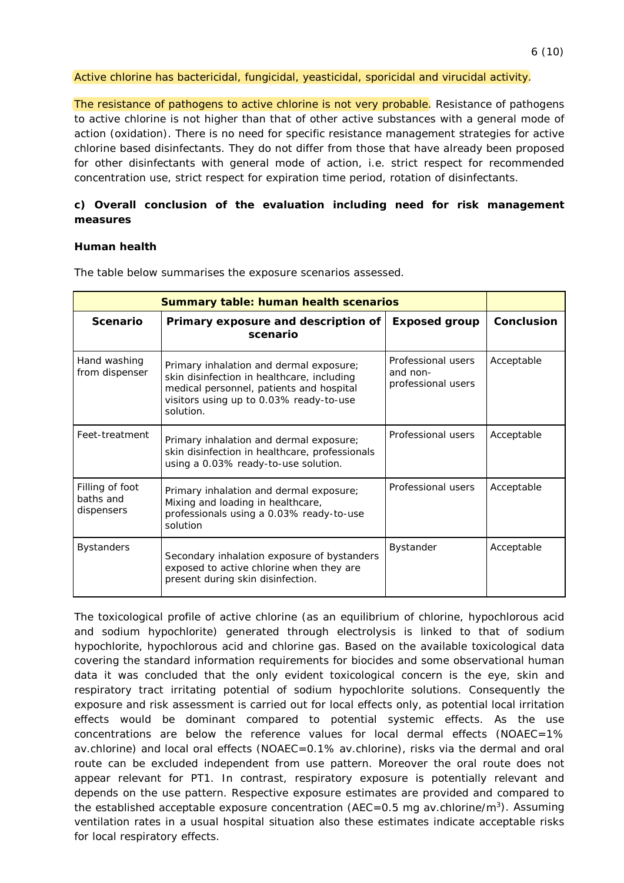Active chlorine has bactericidal, fungicidal, yeasticidal, sporicidal and virucidal activity.

The resistance of pathogens to active chlorine is not very probable. Resistance of pathogens to active chlorine is not higher than that of other active substances with a general mode of action (oxidation). There is no need for specific resistance management strategies for active chlorine based disinfectants. They do not differ from those that have already been proposed for other disinfectants with general mode of action, i.e. strict respect for recommended concentration use, strict respect for expiration time period, rotation of disinfectants.

### c) Overall conclusion of the evaluation including need for risk management measures

#### Human health

The table below summarises the exposure scenarios assessed.

| Summary table: human health scenarios | | | |
|---|---|---|---|
| **Scenario** | **Primary exposure and description of scenario** | **Exposed group** | **Conclusion** |
| Hand washing from dispenser | Primary inhalation and dermal exposure; skin disinfection in healthcare, including medical personnel, patients and hospital visitors using up to 0.03% ready-to-use solution. | Professional users and non-professional users | Acceptable |
| Feet-treatment | Primary inhalation and dermal exposure; skin disinfection in healthcare, professionals using a 0.03% ready-to-use solution. | Professional users | Acceptable |
| Filling of foot baths and dispensers | Primary inhalation and dermal exposure; Mixing and loading in healthcare, professionals using a 0.03% ready-to-use solution | Professional users | Acceptable |
| Bystanders | Secondary inhalation exposure of bystanders exposed to active chlorine when they are present during skin disinfection. | Bystander | Acceptable |

The toxicological profile of active chlorine (as an equilibrium of chlorine, hypochlorous acid and sodium hypochlorite) generated through electrolysis is linked to that of sodium hypochlorite, hypochlorous acid and chlorine gas. Based on the available toxicological data covering the standard information requirements for biocides and some observational human data it was concluded that the only evident toxicological concern is the eye, skin and respiratory tract irritating potential of sodium hypochlorite solutions. Consequently the exposure and risk assessment is carried out for local effects only, as potential local irritation effects would be dominant compared to potential systemic effects. As the use concentrations are below the reference values for local dermal effects (NOAEC=1% av.chlorine) and local oral effects (NOAEC=0.1% av.chlorine), risks via the dermal and oral route can be excluded independent from use pattern. Moreover the oral route does not appear relevant for PT1. In contrast, respiratory exposure is potentially relevant and depends on the use pattern. Respective exposure estimates are provided and compared to the established acceptable exposure concentration (AEC=0.5 mg av.chlorine/$m^3$). Assuming ventilation rates in a usual hospital situation also these estimates indicate acceptable risks for local respiratory effects.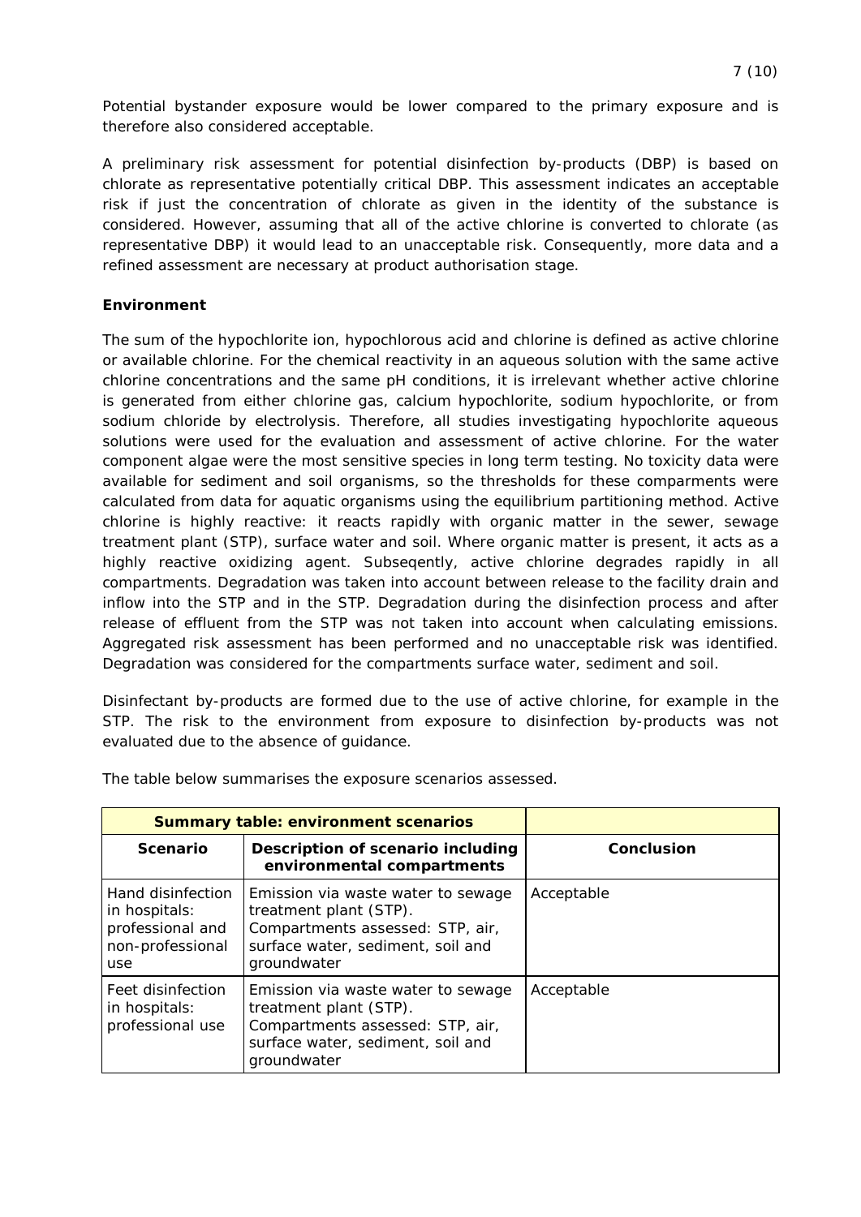Potential bystander exposure would be lower compared to the primary exposure and is therefore also considered acceptable.

A preliminary risk assessment for potential disinfection by-products (DBP) is based on chlorate as representative potentially critical DBP. This assessment indicates an acceptable risk if just the concentration of chlorate as given in the identity of the substance is considered. However, assuming that all of the active chlorine is converted to chlorate (as representative DBP) it would lead to an unacceptable risk. Consequently, more data and a refined assessment are necessary at product authorisation stage.

**Environment**

The sum of the hypochlorite ion, hypochlorous acid and chlorine is defined as active chlorine or available chlorine. For the chemical reactivity in an aqueous solution with the same active chlorine concentrations and the same pH conditions, it is irrelevant whether active chlorine is generated from either chlorine gas, calcium hypochlorite, sodium hypochlorite, or from sodium chloride by electrolysis. Therefore, all studies investigating hypochlorite aqueous solutions were used for the evaluation and assessment of active chlorine. For the water component algae were the most sensitive species in long term testing. No toxicity data were available for sediment and soil organisms, so the thresholds for these comparments were calculated from data for aquatic organisms using the equilibrium partitioning method. Active chlorine is highly reactive: it reacts rapidly with organic matter in the sewer, sewage treatment plant (STP), surface water and soil. Where organic matter is present, it acts as a highly reactive oxidizing agent. Subseqently, active chlorine degrades rapidly in all compartments. Degradation was taken into account between release to the facility drain and inflow into the STP and in the STP. Degradation during the disinfection process and after release of effluent from the STP was not taken into account when calculating emissions. Aggregated risk assessment has been performed and no unacceptable risk was identified. Degradation was considered for the compartments surface water, sediment and soil.

Disinfectant by-products are formed due to the use of active chlorine, for example in the STP. The risk to the environment from exposure to disinfection by-products was not evaluated due to the absence of guidance.

The table below summarises the exposure scenarios assessed.

| **Summary table: environment scenarios** | | |
|---|---|---|
| **Scenario** | **Description of scenario including environmental compartments** | **Conclusion** |
| Hand disinfection in hospitals: professional and non-professional use | Emission via waste water to sewage treatment plant (STP). Compartments assessed: STP, air, surface water, sediment, soil and groundwater | Acceptable |
| Feet disinfection in hospitals: professional use | Emission via waste water to sewage treatment plant (STP). Compartments assessed: STP, air, surface water, sediment, soil and groundwater | Acceptable |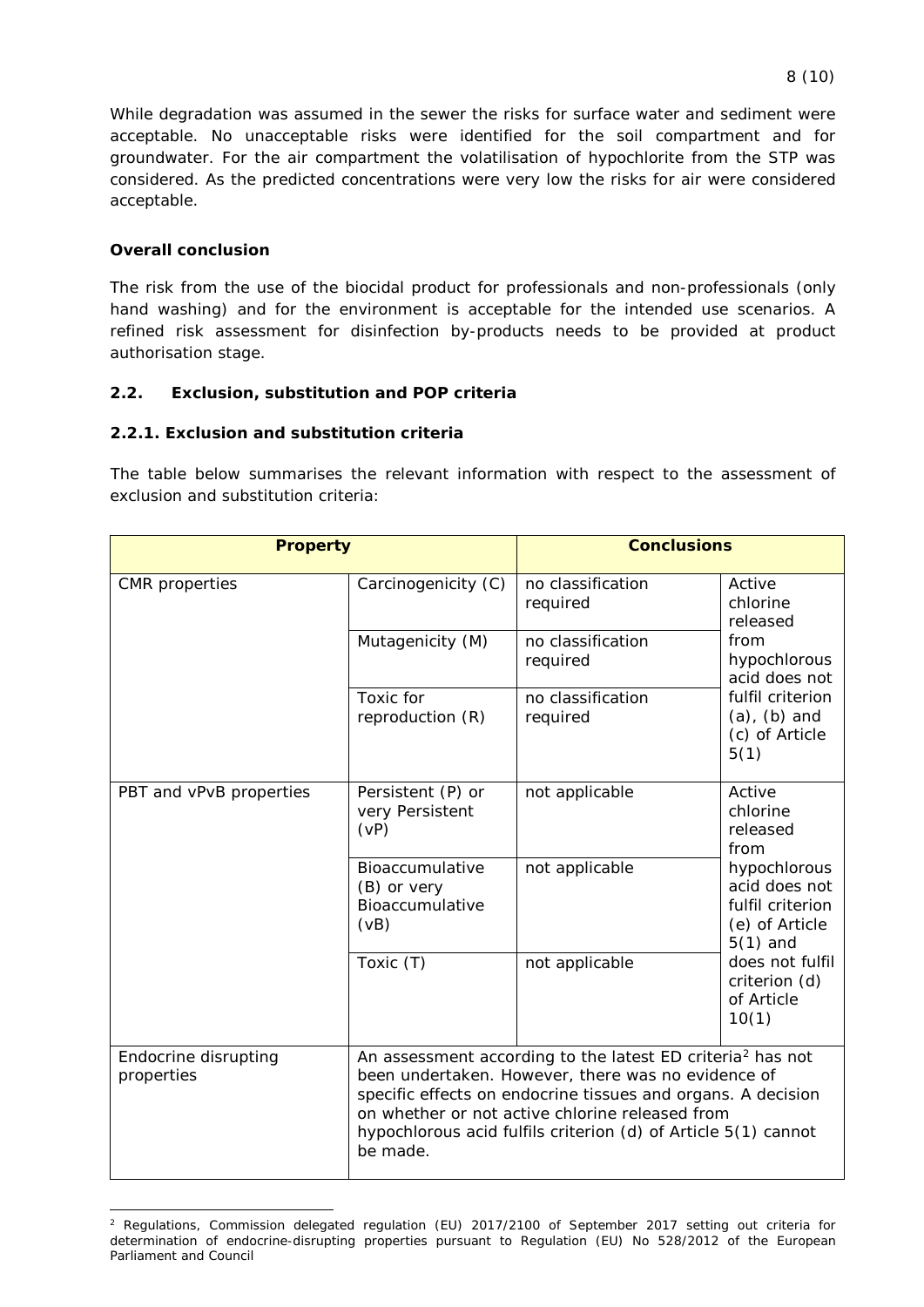While degradation was assumed in the sewer the risks for surface water and sediment were acceptable. No unacceptable risks were identified for the soil compartment and for groundwater. For the air compartment the volatilisation of hypochlorite from the STP was considered. As the predicted concentrations were very low the risks for air were considered acceptable.

**Overall conclusion**

The risk from the use of the biocidal product for professionals and non-professionals (only hand washing) and for the environment is acceptable for the intended use scenarios. A refined risk assessment for disinfection by-products needs to be provided at product authorisation stage.

### 2.2. Exclusion, substitution and POP criteria

#### 2.2.1. Exclusion and substitution criteria

The table below summarises the relevant information with respect to the assessment of exclusion and substitution criteria:

| Property | | Conclusions | |
|---|---|---|---|
| CMR properties | Carcinogenicity (C) | no classification required | Active chlorine released from hypochlorous acid does not fulfil criterion (a), (b) and (c) of Article 5(1) |
| | Mutagenicity (M) | no classification required | |
| | Toxic for reproduction (R) | no classification required | |
| PBT and vPvB properties | Persistent (P) or very Persistent (vP) | not applicable | Active chlorine released from hypochlorous acid does not fulfil criterion (e) of Article 5(1) and does not fulfil criterion (d) of Article 10(1) |
| | Bioaccumulative (B) or very Bioaccumulative (vB) | not applicable | |
| | Toxic (T) | not applicable | |
| Endocrine disrupting properties | An assessment according to the latest ED criteria[2] has not been undertaken. However, there was no evidence of specific effects on endocrine tissues and organs. A decision on whether or not active chlorine released from hypochlorous acid fulfils criterion (d) of Article 5(1) cannot be made. | | |

[2] Regulations, Commission delegated regulation (EU) 2017/2100 of September 2017 setting out criteria for determination of endocrine-disrupting properties pursuant to Regulation (EU) No 528/2012 of the European Parliament and Council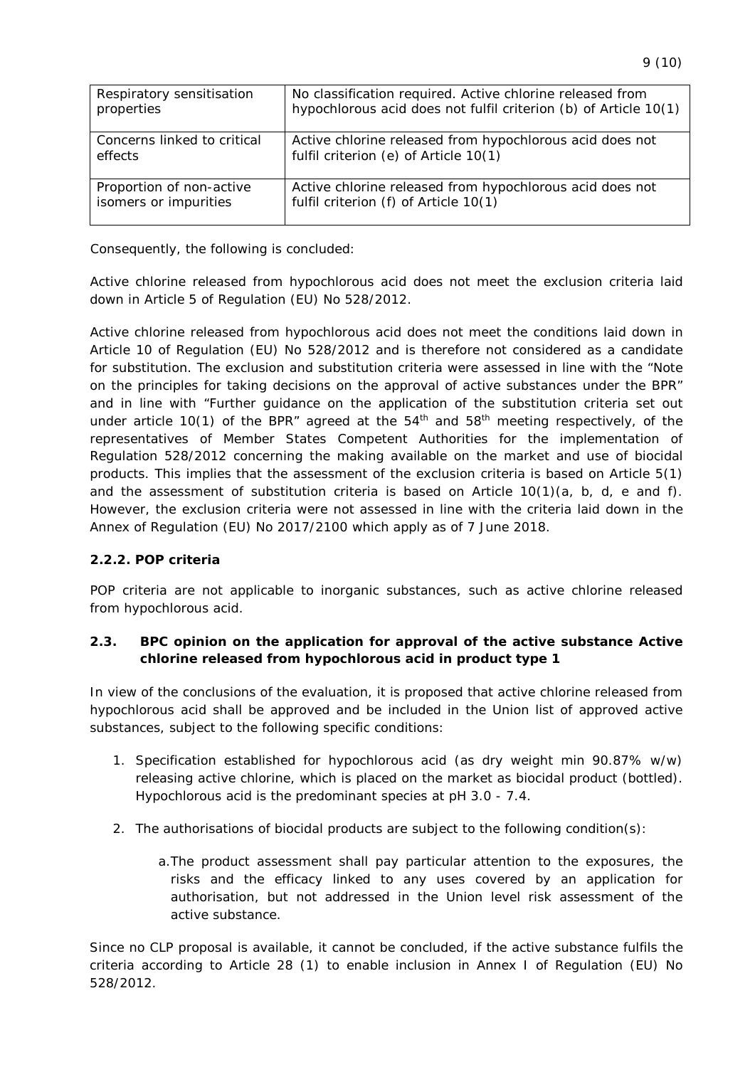| | |
|---|---|
| Respiratory sensitisation properties | No classification required. Active chlorine released from hypochlorous acid does not fulfil criterion (b) of Article 10(1) |
| Concerns linked to critical effects | Active chlorine released from hypochlorous acid does not fulfil criterion (e) of Article 10(1) |
| Proportion of non-active isomers or impurities | Active chlorine released from hypochlorous acid does not fulfil criterion (f) of Article 10(1) |

Consequently, the following is concluded:

Active chlorine released from hypochlorous acid does not meet the exclusion criteria laid down in Article 5 of Regulation (EU) No 528/2012.

Active chlorine released from hypochlorous acid does not meet the conditions laid down in Article 10 of Regulation (EU) No 528/2012 and is therefore not considered as a candidate for substitution. The exclusion and substitution criteria were assessed in line with the "Note on the principles for taking decisions on the approval of active substances under the BPR" and in line with "Further guidance on the application of the substitution criteria set out under article 10(1) of the BPR" agreed at the $54^{th}$ and $58^{th}$ meeting respectively, of the representatives of Member States Competent Authorities for the implementation of Regulation 528/2012 concerning the making available on the market and use of biocidal products. This implies that the assessment of the exclusion criteria is based on Article 5(1) and the assessment of substitution criteria is based on Article 10(1)(a, b, d, e and f). However, the exclusion criteria were not assessed in line with the criteria laid down in the Annex of Regulation (EU) No 2017/2100 which apply as of 7 June 2018.

### 2.2.2. POP criteria

POP criteria are not applicable to inorganic substances, such as active chlorine released from hypochlorous acid.

## 2.3. BPC opinion on the application for approval of the active substance Active chlorine released from hypochlorous acid in product type 1

In view of the conclusions of the evaluation, it is proposed that active chlorine released from hypochlorous acid shall be approved and be included in the Union list of approved active substances, subject to the following specific conditions:

1. Specification established for hypochlorous acid (as dry weight min 90.87% w/w) releasing active chlorine, which is placed on the market as biocidal product (bottled). Hypochlorous acid is the predominant species at pH 3.0 - 7.4.

2. The authorisations of biocidal products are subject to the following condition(s):

    a. The product assessment shall pay particular attention to the exposures, the risks and the efficacy linked to any uses covered by an application for authorisation, but not addressed in the Union level risk assessment of the active substance.

Since no CLP proposal is available, it cannot be concluded, if the active substance fulfils the criteria according to Article 28 (1) to enable inclusion in Annex I of Regulation (EU) No 528/2012.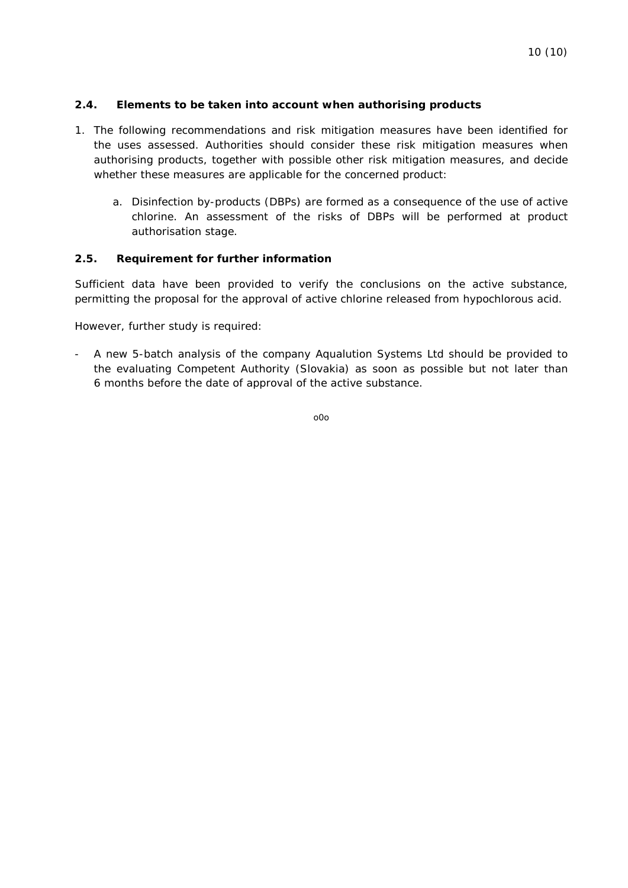### 2.4. Elements to be taken into account when authorising products

1. The following recommendations and risk mitigation measures have been identified for the uses assessed. Authorities should consider these risk mitigation measures when authorising products, together with possible other risk mitigation measures, and decide whether these measures are applicable for the concerned product:

    a. Disinfection by-products (DBPs) are formed as a consequence of the use of active chlorine. An assessment of the risks of DBPs will be performed at product authorisation stage.

### 2.5. Requirement for further information

Sufficient data have been provided to verify the conclusions on the active substance, permitting the proposal for the approval of active chlorine released from hypochlorous acid.

However, further study is required:

- A new 5-batch analysis of the company Aqualution Systems Ltd should be provided to the evaluating Competent Authority (Slovakia) as soon as possible but not later than 6 months before the date of approval of the active substance.

o0o